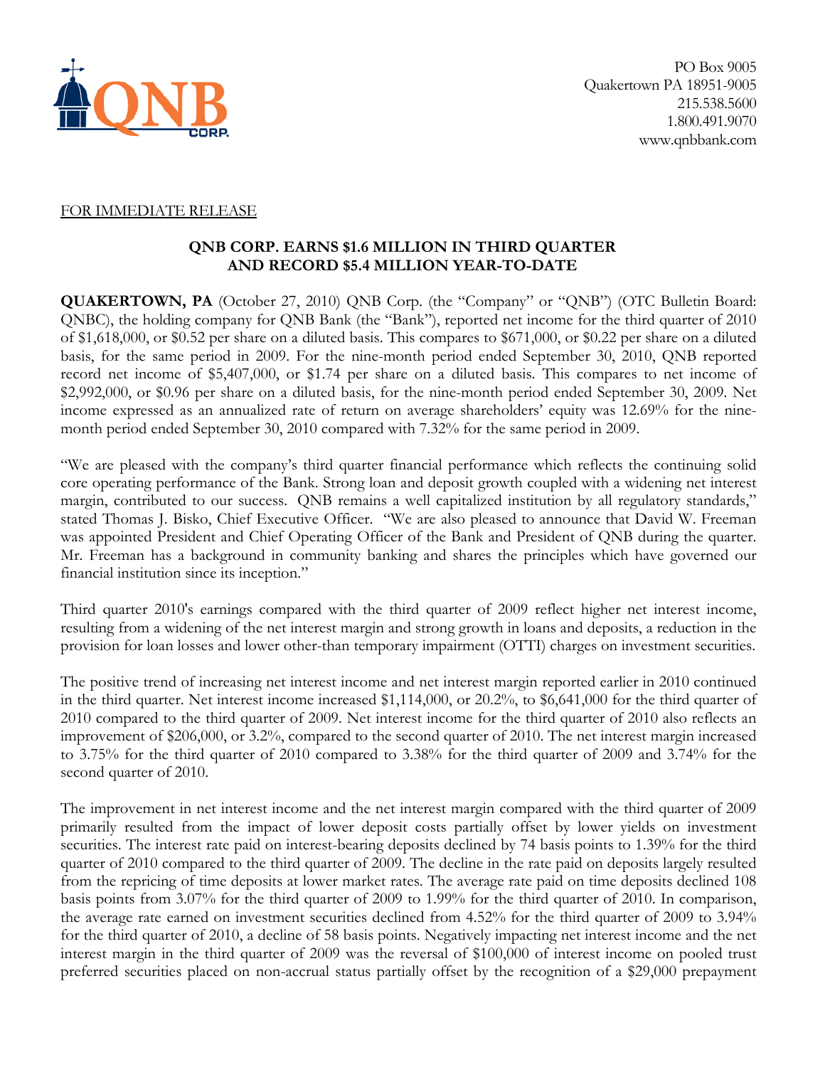PO Box 9005
Quakertown PA 18951-9005
215.538.5600
1.800.491.9070
www.qnbbank.com

FOR IMMEDIATE RELEASE

## QNB CORP. EARNS $1.6 MILLION IN THIRD QUARTER AND RECORD $5.4 MILLION YEAR-TO-DATE

**QUAKERTOWN, PA** (October 27, 2010) QNB Corp. (the "Company" or "QNB") (OTC Bulletin Board: QNBC), the holding company for QNB Bank (the "Bank"), reported net income for the third quarter of 2010 of $1,618,000, or $0.52 per share on a diluted basis. This compares to $671,000, or $0.22 per share on a diluted basis, for the same period in 2009. For the nine-month period ended September 30, 2010, QNB reported record net income of $5,407,000, or $1.74 per share on a diluted basis. This compares to net income of $2,992,000, or $0.96 per share on a diluted basis, for the nine-month period ended September 30, 2009. Net income expressed as an annualized rate of return on average shareholders' equity was 12.69% for the nine-month period ended September 30, 2010 compared with 7.32% for the same period in 2009.

"We are pleased with the company's third quarter financial performance which reflects the continuing solid core operating performance of the Bank. Strong loan and deposit growth coupled with a widening net interest margin, contributed to our success. QNB remains a well capitalized institution by all regulatory standards," stated Thomas J. Bisko, Chief Executive Officer. "We are also pleased to announce that David W. Freeman was appointed President and Chief Operating Officer of the Bank and President of QNB during the quarter. Mr. Freeman has a background in community banking and shares the principles which have governed our financial institution since its inception."

Third quarter 2010's earnings compared with the third quarter of 2009 reflect higher net interest income, resulting from a widening of the net interest margin and strong growth in loans and deposits, a reduction in the provision for loan losses and lower other-than temporary impairment (OTTI) charges on investment securities.

The positive trend of increasing net interest income and net interest margin reported earlier in 2010 continued in the third quarter. Net interest income increased $1,114,000, or 20.2%, to $6,641,000 for the third quarter of 2010 compared to the third quarter of 2009. Net interest income for the third quarter of 2010 also reflects an improvement of $206,000, or 3.2%, compared to the second quarter of 2010. The net interest margin increased to 3.75% for the third quarter of 2010 compared to 3.38% for the third quarter of 2009 and 3.74% for the second quarter of 2010.

The improvement in net interest income and the net interest margin compared with the third quarter of 2009 primarily resulted from the impact of lower deposit costs partially offset by lower yields on investment securities. The interest rate paid on interest-bearing deposits declined by 74 basis points to 1.39% for the third quarter of 2010 compared to the third quarter of 2009. The decline in the rate paid on deposits largely resulted from the repricing of time deposits at lower market rates. The average rate paid on time deposits declined 108 basis points from 3.07% for the third quarter of 2009 to 1.99% for the third quarter of 2010. In comparison, the average rate earned on investment securities declined from 4.52% for the third quarter of 2009 to 3.94% for the third quarter of 2010, a decline of 58 basis points. Negatively impacting net interest income and the net interest margin in the third quarter of 2009 was the reversal of $100,000 of interest income on pooled trust preferred securities placed on non-accrual status partially offset by the recognition of a $29,000 prepayment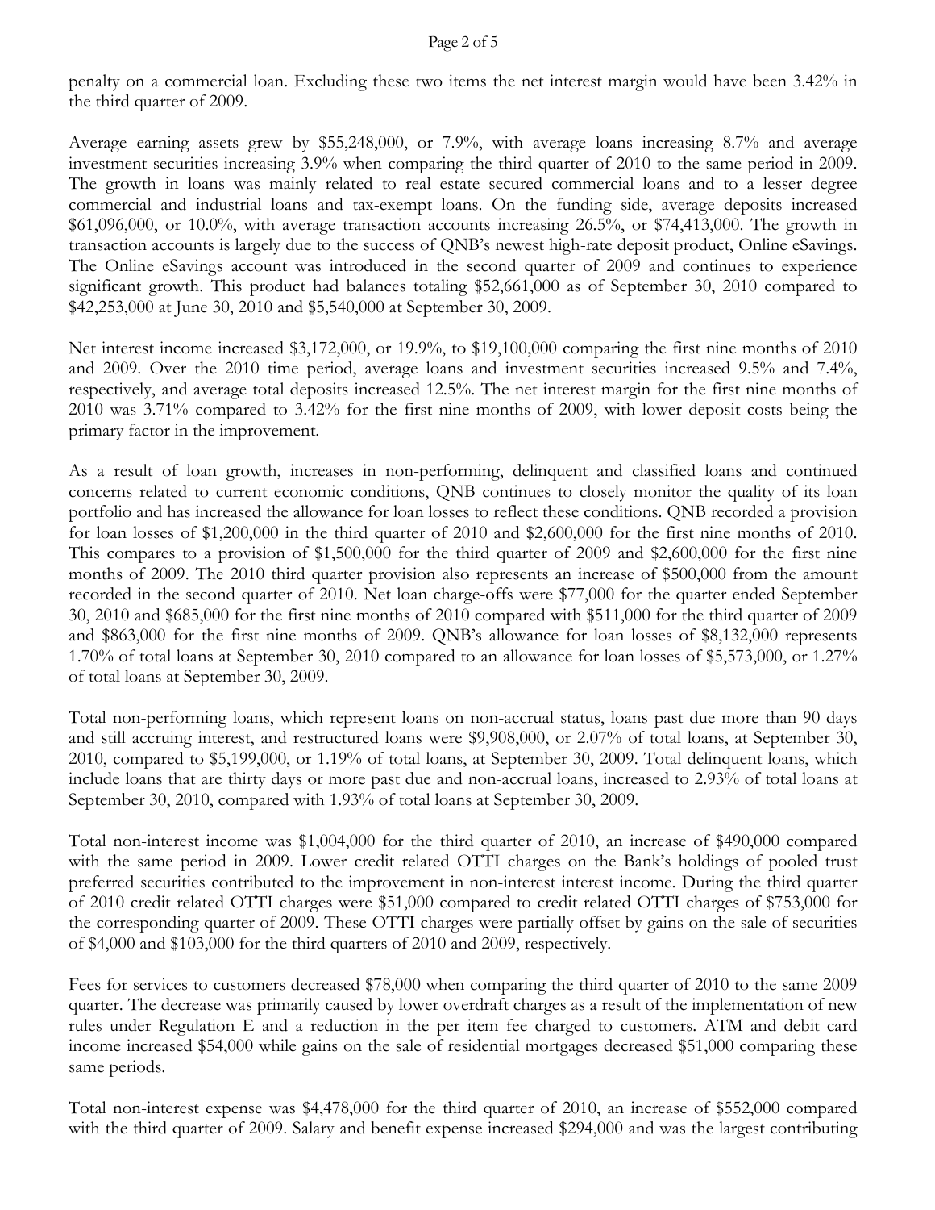penalty on a commercial loan. Excluding these two items the net interest margin would have been 3.42% in the third quarter of 2009.

Average earning assets grew by $55,248,000, or 7.9%, with average loans increasing 8.7% and average investment securities increasing 3.9% when comparing the third quarter of 2010 to the same period in 2009. The growth in loans was mainly related to real estate secured commercial loans and to a lesser degree commercial and industrial loans and tax-exempt loans. On the funding side, average deposits increased $61,096,000, or 10.0%, with average transaction accounts increasing 26.5%, or $74,413,000. The growth in transaction accounts is largely due to the success of QNB's newest high-rate deposit product, Online eSavings. The Online eSavings account was introduced in the second quarter of 2009 and continues to experience significant growth. This product had balances totaling $52,661,000 as of September 30, 2010 compared to $42,253,000 at June 30, 2010 and $5,540,000 at September 30, 2009.

Net interest income increased $3,172,000, or 19.9%, to $19,100,000 comparing the first nine months of 2010 and 2009. Over the 2010 time period, average loans and investment securities increased 9.5% and 7.4%, respectively, and average total deposits increased 12.5%. The net interest margin for the first nine months of 2010 was 3.71% compared to 3.42% for the first nine months of 2009, with lower deposit costs being the primary factor in the improvement.

As a result of loan growth, increases in non-performing, delinquent and classified loans and continued concerns related to current economic conditions, QNB continues to closely monitor the quality of its loan portfolio and has increased the allowance for loan losses to reflect these conditions. QNB recorded a provision for loan losses of $1,200,000 in the third quarter of 2010 and $2,600,000 for the first nine months of 2010. This compares to a provision of $1,500,000 for the third quarter of 2009 and $2,600,000 for the first nine months of 2009. The 2010 third quarter provision also represents an increase of $500,000 from the amount recorded in the second quarter of 2010. Net loan charge-offs were $77,000 for the quarter ended September 30, 2010 and $685,000 for the first nine months of 2010 compared with $511,000 for the third quarter of 2009 and $863,000 for the first nine months of 2009. QNB's allowance for loan losses of $8,132,000 represents 1.70% of total loans at September 30, 2010 compared to an allowance for loan losses of $5,573,000, or 1.27% of total loans at September 30, 2009.

Total non-performing loans, which represent loans on non-accrual status, loans past due more than 90 days and still accruing interest, and restructured loans were $9,908,000, or 2.07% of total loans, at September 30, 2010, compared to $5,199,000, or 1.19% of total loans, at September 30, 2009. Total delinquent loans, which include loans that are thirty days or more past due and non-accrual loans, increased to 2.93% of total loans at September 30, 2010, compared with 1.93% of total loans at September 30, 2009.

Total non-interest income was $1,004,000 for the third quarter of 2010, an increase of $490,000 compared with the same period in 2009. Lower credit related OTTI charges on the Bank's holdings of pooled trust preferred securities contributed to the improvement in non-interest interest income. During the third quarter of 2010 credit related OTTI charges were $51,000 compared to credit related OTTI charges of $753,000 for the corresponding quarter of 2009. These OTTI charges were partially offset by gains on the sale of securities of $4,000 and $103,000 for the third quarters of 2010 and 2009, respectively.

Fees for services to customers decreased $78,000 when comparing the third quarter of 2010 to the same 2009 quarter. The decrease was primarily caused by lower overdraft charges as a result of the implementation of new rules under Regulation E and a reduction in the per item fee charged to customers. ATM and debit card income increased $54,000 while gains on the sale of residential mortgages decreased $51,000 comparing these same periods.

Total non-interest expense was $4,478,000 for the third quarter of 2010, an increase of $552,000 compared with the third quarter of 2009. Salary and benefit expense increased $294,000 and was the largest contributing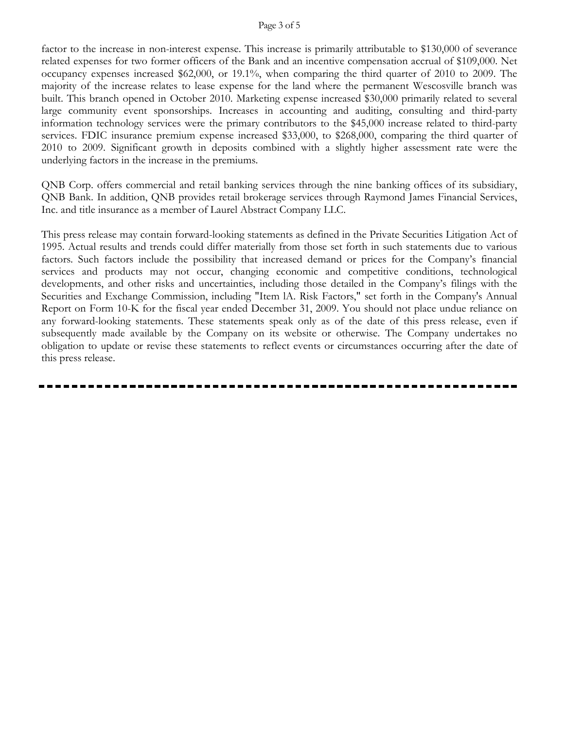factor to the increase in non-interest expense. This increase is primarily attributable to $130,000 of severance related expenses for two former officers of the Bank and an incentive compensation accrual of $109,000. Net occupancy expenses increased $62,000, or 19.1%, when comparing the third quarter of 2010 to 2009. The majority of the increase relates to lease expense for the land where the permanent Wescosville branch was built. This branch opened in October 2010. Marketing expense increased $30,000 primarily related to several large community event sponsorships. Increases in accounting and auditing, consulting and third-party information technology services were the primary contributors to the $45,000 increase related to third-party services. FDIC insurance premium expense increased $33,000, to $268,000, comparing the third quarter of 2010 to 2009. Significant growth in deposits combined with a slightly higher assessment rate were the underlying factors in the increase in the premiums.

QNB Corp. offers commercial and retail banking services through the nine banking offices of its subsidiary, QNB Bank. In addition, QNB provides retail brokerage services through Raymond James Financial Services, Inc. and title insurance as a member of Laurel Abstract Company LLC.

This press release may contain forward-looking statements as defined in the Private Securities Litigation Act of 1995. Actual results and trends could differ materially from those set forth in such statements due to various factors. Such factors include the possibility that increased demand or prices for the Company's financial services and products may not occur, changing economic and competitive conditions, technological developments, and other risks and uncertainties, including those detailed in the Company's filings with the Securities and Exchange Commission, including "Item lA. Risk Factors," set forth in the Company's Annual Report on Form 10-K for the fiscal year ended December 31, 2009. You should not place undue reliance on any forward-looking statements. These statements speak only as of the date of this press release, even if subsequently made available by the Company on its website or otherwise. The Company undertakes no obligation to update or revise these statements to reflect events or circumstances occurring after the date of this press release.

---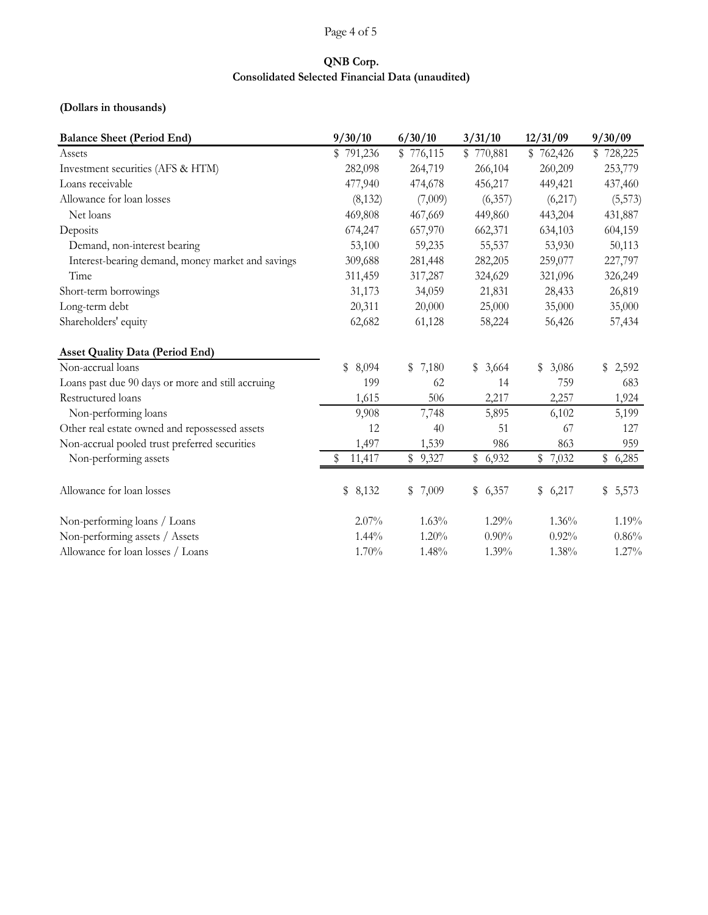**QNB Corp.**
**Consolidated Selected Financial Data (unaudited)**

**(Dollars in thousands)**

| Balance Sheet (Period End) | 9/30/10 | 6/30/10 | 3/31/10 | 12/31/09 | 9/30/09 |
|---|---|---|---|---|---|
| Assets | $ 791,236 | $ 776,115 | $ 770,881 | $ 762,426 | $ 728,225 |
| Investment securities (AFS & HTM) | 282,098 | 264,719 | 266,104 | 260,209 | 253,779 |
| Loans receivable | 477,940 | 474,678 | 456,217 | 449,421 | 437,460 |
| Allowance for loan losses | (8,132) | (7,009) | (6,357) | (6,217) | (5,573) |
| Net loans | 469,808 | 467,669 | 449,860 | 443,204 | 431,887 |
| Deposits | 674,247 | 657,970 | 662,371 | 634,103 | 604,159 |
| Demand, non-interest bearing | 53,100 | 59,235 | 55,537 | 53,930 | 50,113 |
| Interest-bearing demand, money market and savings | 309,688 | 281,448 | 282,205 | 259,077 | 227,797 |
| Time | 311,459 | 317,287 | 324,629 | 321,096 | 326,249 |
| Short-term borrowings | 31,173 | 34,059 | 21,831 | 28,433 | 26,819 |
| Long-term debt | 20,311 | 20,000 | 25,000 | 35,000 | 35,000 |
| Shareholders' equity | 62,682 | 61,128 | 58,224 | 56,426 | 57,434 |

| Asset Quality Data (Period End) | 9/30/10 | 6/30/10 | 3/31/10 | 12/31/09 | 9/30/09 |
|---|---|---|---|---|---|
| Non-accrual loans | $ 8,094 | $ 7,180 | $ 3,664 | $ 3,086 | $ 2,592 |
| Loans past due 90 days or more and still accruing | 199 | 62 | 14 | 759 | 683 |
| Restructured loans | 1,615 | 506 | 2,217 | 2,257 | 1,924 |
| Non-performing loans | 9,908 | 7,748 | 5,895 | 6,102 | 5,199 |
| Other real estate owned and repossessed assets | 12 | 40 | 51 | 67 | 127 |
| Non-accrual pooled trust preferred securities | 1,497 | 1,539 | 986 | 863 | 959 |
| Non-performing assets | $ 11,417 | $ 9,327 | $ 6,932 | $ 7,032 | $ 6,285 |
| | | | | | |
| Allowance for loan losses | $ 8,132 | $ 7,009 | $ 6,357 | $ 6,217 | $ 5,573 |
| | | | | | |
| Non-performing loans / Loans | 2.07% | 1.63% | 1.29% | 1.36% | 1.19% |
| Non-performing assets / Assets | 1.44% | 1.20% | 0.90% | 0.92% | 0.86% |
| Allowance for loan losses / Loans | 1.70% | 1.48% | 1.39% | 1.38% | 1.27% |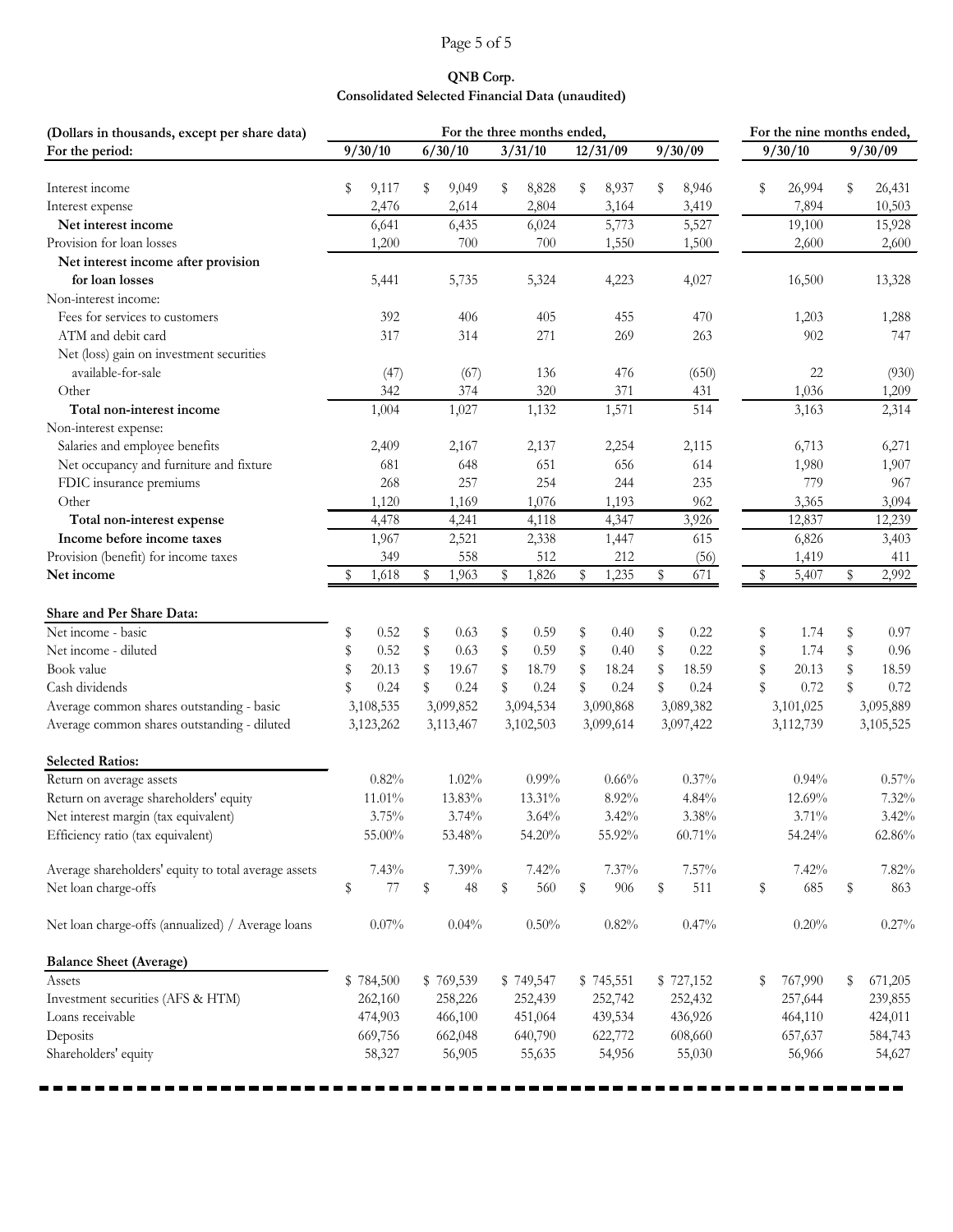**QNB Corp.**
**Consolidated Selected Financial Data (unaudited)**

| (Dollars in thousands, except per share data) | For the three months ended, | | | | | For the nine months ended, | |
|---|---|---|---|---|---|---|---|
| For the period: | 9/30/10 | 6/30/10 | 3/31/10 | 12/31/09 | 9/30/09 | 9/30/10 | 9/30/09 |
| Interest income | $ 9,117 | $ 9,049 | $ 8,828 | $ 8,937 | $ 8,946 | $ 26,994 | $ 26,431 |
| Interest expense | 2,476 | 2,614 | 2,804 | 3,164 | 3,419 | 7,894 | 10,503 |
| **Net interest income** | 6,641 | 6,435 | 6,024 | 5,773 | 5,527 | 19,100 | 15,928 |
| Provision for loan losses | 1,200 | 700 | 700 | 1,550 | 1,500 | 2,600 | 2,600 |
| **Net interest income after provision for loan losses** | 5,441 | 5,735 | 5,324 | 4,223 | 4,027 | 16,500 | 13,328 |
| Non-interest income: | | | | | | | |
| Fees for services to customers | 392 | 406 | 405 | 455 | 470 | 1,203 | 1,288 |
| ATM and debit card | 317 | 314 | 271 | 269 | 263 | 902 | 747 |
| Net (loss) gain on investment securities available-for-sale | (47) | (67) | 136 | 476 | (650) | 22 | (930) |
| Other | 342 | 374 | 320 | 371 | 431 | 1,036 | 1,209 |
| **Total non-interest income** | 1,004 | 1,027 | 1,132 | 1,571 | 514 | 3,163 | 2,314 |
| Non-interest expense: | | | | | | | |
| Salaries and employee benefits | 2,409 | 2,167 | 2,137 | 2,254 | 2,115 | 6,713 | 6,271 |
| Net occupancy and furniture and fixture | 681 | 648 | 651 | 656 | 614 | 1,980 | 1,907 |
| FDIC insurance premiums | 268 | 257 | 254 | 244 | 235 | 779 | 967 |
| Other | 1,120 | 1,169 | 1,076 | 1,193 | 962 | 3,365 | 3,094 |
| **Total non-interest expense** | 4,478 | 4,241 | 4,118 | 4,347 | 3,926 | 12,837 | 12,239 |
| **Income before income taxes** | 1,967 | 2,521 | 2,338 | 1,447 | 615 | 6,826 | 3,403 |
| Provision (benefit) for income taxes | 349 | 558 | 512 | 212 | (56) | 1,419 | 411 |
| **Net income** | $ 1,618 | $ 1,963 | $ 1,826 | $ 1,235 | $ 671 | $ 5,407 | $ 2,992 |
| **Share and Per Share Data:** | | | | | | | |
| Net income - basic | $ 0.52 | $ 0.63 | $ 0.59 | $ 0.40 | $ 0.22 | $ 1.74 | $ 0.97 |
| Net income - diluted | $ 0.52 | $ 0.63 | $ 0.59 | $ 0.40 | $ 0.22 | $ 1.74 | $ 0.96 |
| Book value | $ 20.13 | $ 19.67 | $ 18.79 | $ 18.24 | $ 18.59 | $ 20.13 | $ 18.59 |
| Cash dividends | $ 0.24 | $ 0.24 | $ 0.24 | $ 0.24 | $ 0.24 | $ 0.72 | $ 0.72 |
| Average common shares outstanding - basic | 3,108,535 | 3,099,852 | 3,094,534 | 3,090,868 | 3,089,382 | 3,101,025 | 3,095,889 |
| Average common shares outstanding - diluted | 3,123,262 | 3,113,467 | 3,102,503 | 3,099,614 | 3,097,422 | 3,112,739 | 3,105,525 |
| **Selected Ratios:** | | | | | | | |
| Return on average assets | 0.82% | 1.02% | 0.99% | 0.66% | 0.37% | 0.94% | 0.57% |
| Return on average shareholders' equity | 11.01% | 13.83% | 13.31% | 8.92% | 4.84% | 12.69% | 7.32% |
| Net interest margin (tax equivalent) | 3.75% | 3.74% | 3.64% | 3.42% | 3.38% | 3.71% | 3.42% |
| Efficiency ratio (tax equivalent) | 55.00% | 53.48% | 54.20% | 55.92% | 60.71% | 54.24% | 62.86% |
| Average shareholders' equity to total average assets | 7.43% | 7.39% | 7.42% | 7.37% | 7.57% | 7.42% | 7.82% |
| Net loan charge-offs | $ 77 | $ 48 | $ 560 | $ 906 | $ 511 | $ 685 | $ 863 |
| Net loan charge-offs (annualized) / Average loans | 0.07% | 0.04% | 0.50% | 0.82% | 0.47% | 0.20% | 0.27% |
| **Balance Sheet (Average)** | | | | | | | |
| Assets | $ 784,500 | $ 769,539 | $ 749,547 | $ 745,551 | $ 727,152 | $ 767,990 | $ 671,205 |
| Investment securities (AFS & HTM) | 262,160 | 258,226 | 252,439 | 252,742 | 252,432 | 257,644 | 239,855 |
| Loans receivable | 474,903 | 466,100 | 451,064 | 439,534 | 436,926 | 464,110 | 424,011 |
| Deposits | 669,756 | 662,048 | 640,790 | 622,772 | 608,660 | 657,637 | 584,743 |
| Shareholders' equity | 58,327 | 56,905 | 55,635 | 54,956 | 55,030 | 56,966 | 54,627 |